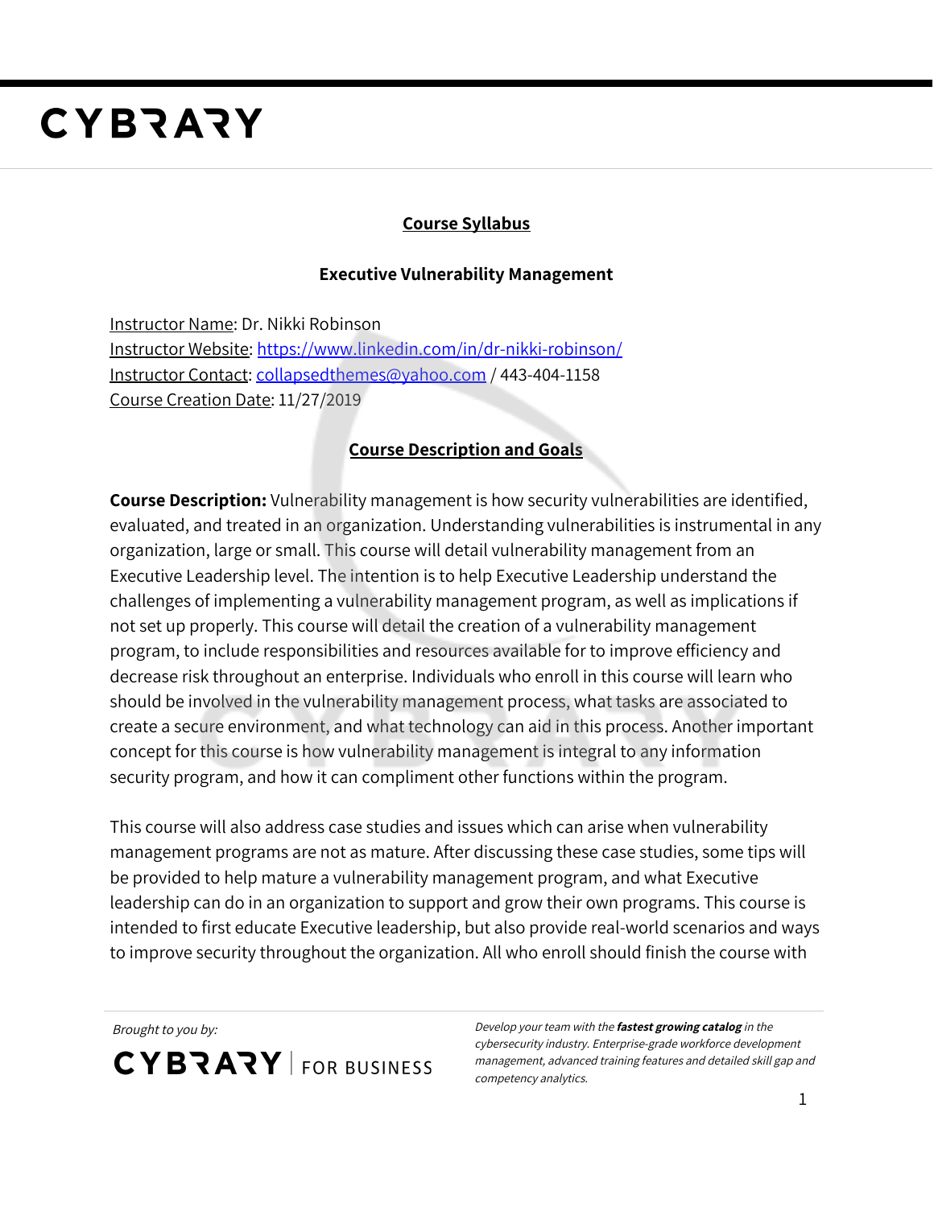# CYBRARY

## Course Syllabus

### Executive Vulnerability Management

Instructor Name: Dr. Nikki Robinson
Instructor Website: https://www.linkedin.com/in/dr-nikki-robinson/
Instructor Contact: collapsedthemes@yahoo.com / 443-404-1158
Course Creation Date: 11/27/2019

## Course Description and Goals

**Course Description:** Vulnerability management is how security vulnerabilities are identified, evaluated, and treated in an organization. Understanding vulnerabilities is instrumental in any organization, large or small. This course will detail vulnerability management from an Executive Leadership level. The intention is to help Executive Leadership understand the challenges of implementing a vulnerability management program, as well as implications if not set up properly. This course will detail the creation of a vulnerability management program, to include responsibilities and resources available for to improve efficiency and decrease risk throughout an enterprise. Individuals who enroll in this course will learn who should be involved in the vulnerability management process, what tasks are associated to create a secure environment, and what technology can aid in this process. Another important concept for this course is how vulnerability management is integral to any information security program, and how it can compliment other functions within the program.

This course will also address case studies and issues which can arise when vulnerability management programs are not as mature. After discussing these case studies, some tips will be provided to help mature a vulnerability management program, and what Executive leadership can do in an organization to support and grow their own programs. This course is intended to first educate Executive leadership, but also provide real-world scenarios and ways to improve security throughout the organization. All who enroll should finish the course with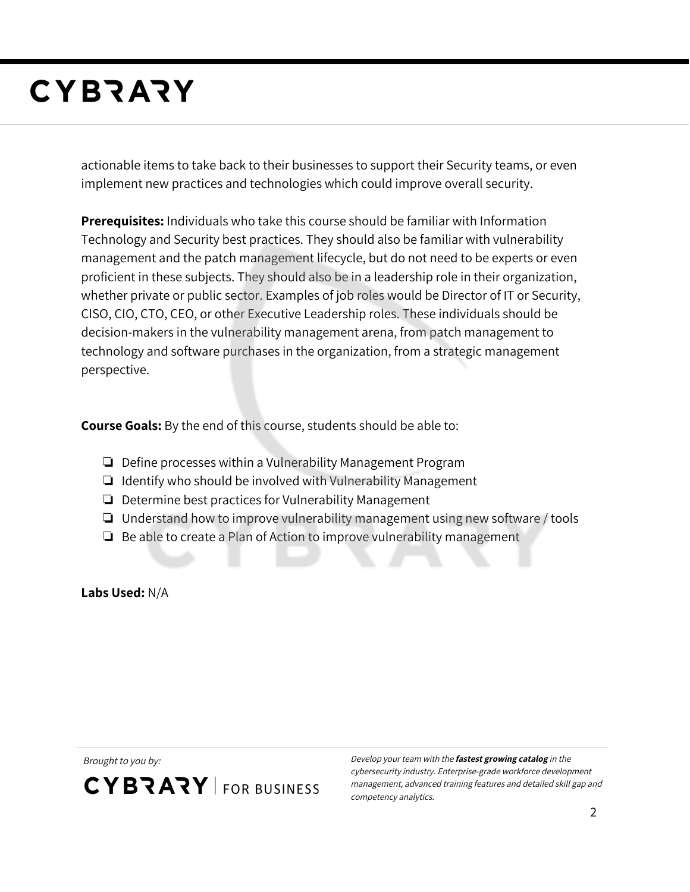actionable items to take back to their businesses to support their Security teams, or even implement new practices and technologies which could improve overall security.

**Prerequisites:** Individuals who take this course should be familiar with Information Technology and Security best practices. They should also be familiar with vulnerability management and the patch management lifecycle, but do not need to be experts or even proficient in these subjects. They should also be in a leadership role in their organization, whether private or public sector. Examples of job roles would be Director of IT or Security, CISO, CIO, CTO, CEO, or other Executive Leadership roles. These individuals should be decision-makers in the vulnerability management arena, from patch management to technology and software purchases in the organization, from a strategic management perspective.

**Course Goals:** By the end of this course, students should be able to:

- Define processes within a Vulnerability Management Program
- Identify who should be involved with Vulnerability Management
- Determine best practices for Vulnerability Management
- Understand how to improve vulnerability management using new software / tools
- Be able to create a Plan of Action to improve vulnerability management

**Labs Used:** N/A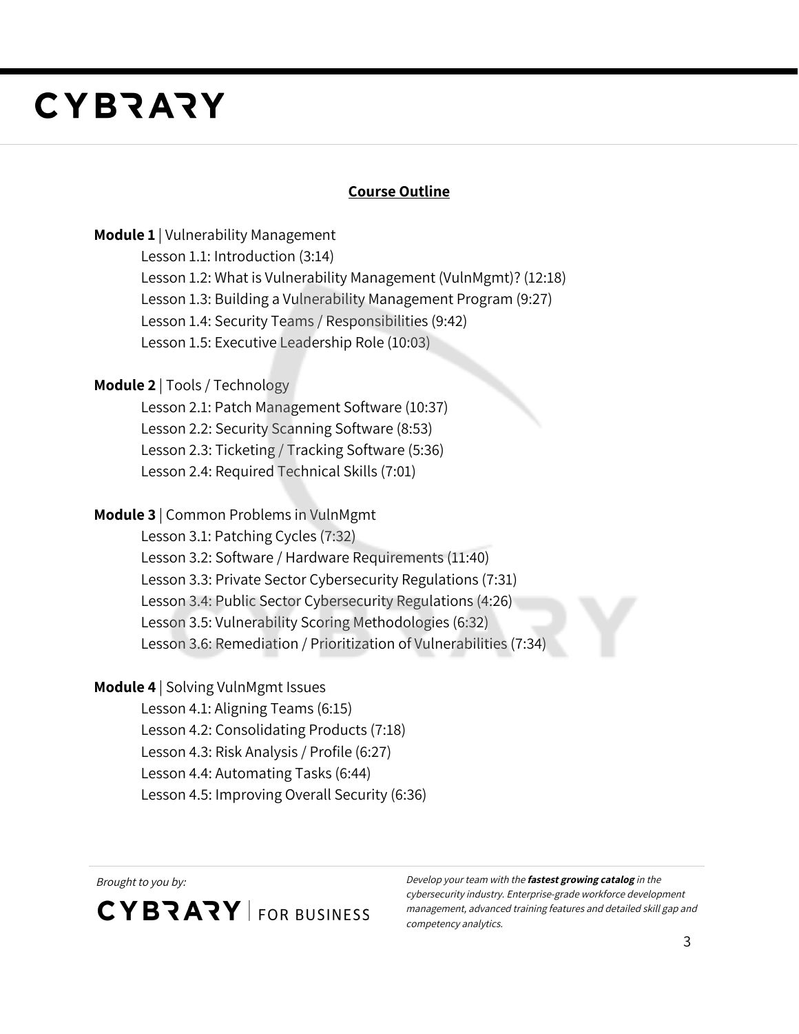CYBRARY

## Course Outline

**Module 1** | Vulnerability Management

- Lesson 1.1: Introduction (3:14)
- Lesson 1.2: What is Vulnerability Management (VulnMgmt)? (12:18)
- Lesson 1.3: Building a Vulnerability Management Program (9:27)
- Lesson 1.4: Security Teams / Responsibilities (9:42)
- Lesson 1.5: Executive Leadership Role (10:03)

**Module 2** | Tools / Technology

- Lesson 2.1: Patch Management Software (10:37)
- Lesson 2.2: Security Scanning Software (8:53)
- Lesson 2.3: Ticketing / Tracking Software (5:36)
- Lesson 2.4: Required Technical Skills (7:01)

**Module 3** | Common Problems in VulnMgmt

- Lesson 3.1: Patching Cycles (7:32)
- Lesson 3.2: Software / Hardware Requirements (11:40)
- Lesson 3.3: Private Sector Cybersecurity Regulations (7:31)
- Lesson 3.4: Public Sector Cybersecurity Regulations (4:26)
- Lesson 3.5: Vulnerability Scoring Methodologies (6:32)
- Lesson 3.6: Remediation / Prioritization of Vulnerabilities (7:34)

**Module 4** | Solving VulnMgmt Issues

- Lesson 4.1: Aligning Teams (6:15)
- Lesson 4.2: Consolidating Products (7:18)
- Lesson 4.3: Risk Analysis / Profile (6:27)
- Lesson 4.4: Automating Tasks (6:44)
- Lesson 4.5: Improving Overall Security (6:36)

*Brought to you by:*

CYBRARY | FOR BUSINESS

*Develop your team with the **fastest growing catalog** in the cybersecurity industry. Enterprise-grade workforce development management, advanced training features and detailed skill gap and competency analytics.*